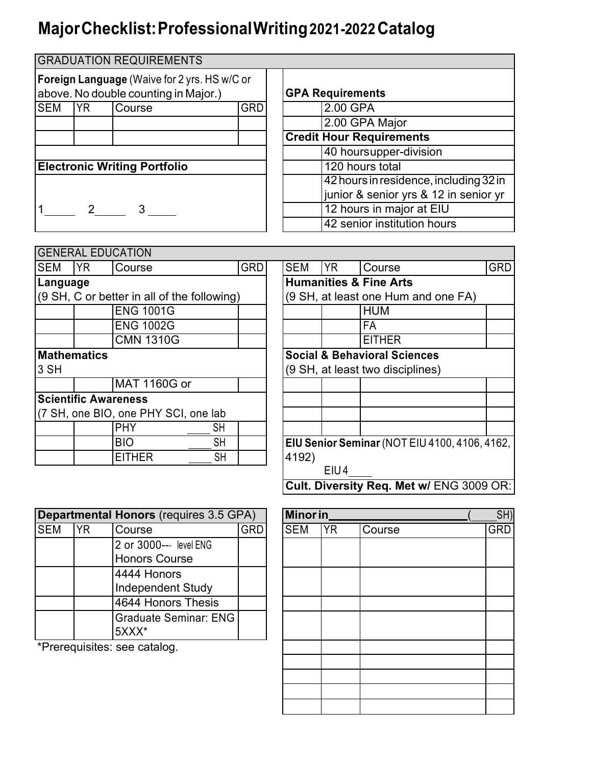# Major Checklist: Professional Writing 2021-2022 Catalog

| GRADUATION REQUIREMENTS | | | |
|---|---|---|---|
| **Foreign Language** (Waive for 2 yrs. HS w/C or above. No double counting in Major.) | | | |
| SEM | YR | Course | GRD |
| | | | |
| | | | |

**Electronic Writing Portfolio**

1_____ 2_____ 3 _____

| **GPA Requirements** | |
|---|---|
| | 2.00 GPA |
| | 2.00 GPA Major |
| **Credit Hour Requirements** | |
| | 40 hours upper-division |
| | 120 hours total |
| | 42 hours in residence, including 32 in junior & senior yrs & 12 in senior yr |
| | 12 hours in major at EIU |
| | 42 senior institution hours |

## GENERAL EDUCATION

| SEM | YR | Course | GRD |
|---|---|---|---|
| **Language** | | | |
| (9 SH, C or better in all of the following) | | | |
| | | ENG 1001G | |
| | | ENG 1002G | |
| | | CMN 1310G | |
| **Mathematics** | | | |
| 3 SH | | | |
| | | MAT 1160G or | |
| **Scientific Awareness** | | | |
| (7 SH, one BIO, one PHY SCI, one lab | | | |
| | | PHY ____ SH | |
| | | BIO ____ SH | |
| | | EITHER ____ SH | |

| SEM | YR | Course | GRD |
|---|---|---|---|
| **Humanities & Fine Arts** | | | |
| (9 SH, at least one Hum and one FA) | | | |
| | | HUM | |
| | | FA | |
| | | EITHER | |
| **Social & Behavioral Sciences** | | | |
| (9 SH, at least two disciplines) | | | |
| | | | |
| | | | |
| | | | |
| | | | |

**EIU Senior Seminar** (NOT EIU 4100, 4106, 4162, 4192)

EIU 4____

**Cult. Diversity Req. Met w/** ENG 3009 OR:

| **Departmental Honors** (requires 3.5 GPA) | | | |
|---|---|---|---|
| SEM | YR | Course | GRD |
| | | 2 or 3000--- level ENG Honors Course | |
| | | 4444 Honors Independent Study | |
| | | 4644 Honors Thesis | |
| | | Graduate Seminar: ENG 5XXX* | |

*Prerequisites: see catalog.

| **Minor in**____________________ (____SH) | | | |
|---|---|---|---|
| SEM | YR | Course | GRD |
| | | | |
| | | | |
| | | | |
| | | | |
| | | | |
| | | | |
| | | | |
| | | | |
| | | | |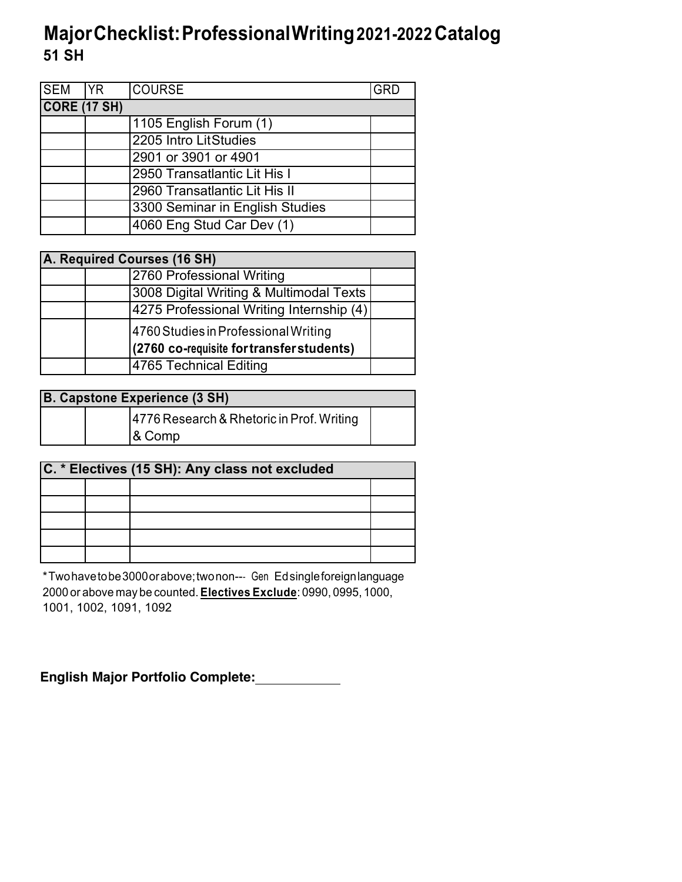# Major Checklist: Professional Writing 2021-2022 Catalog
**51 SH**

| SEM | YR | COURSE | GRD |
|---|---|---|---|
| **CORE (17 SH)** | | | |
| | | 1105 English Forum (1) | |
| | | 2205 Intro Lit Studies | |
| | | 2901 or 3901 or 4901 | |
| | | 2950 Transatlantic Lit His I | |
| | | 2960 Transatlantic Lit His II | |
| | | 3300 Seminar in English Studies | |
| | | 4060 Eng Stud Car Dev (1) | |

| | | | |
|---|---|---|---|
| **A. Required Courses (16 SH)** | | | |
| | | 2760 Professional Writing | |
| | | 3008 Digital Writing & Multimodal Texts | |
| | | 4275 Professional Writing Internship (4) | |
| | | 4760 Studies in Professional Writing **(2760 co-requisite for transfer students)** | |
| | | 4765 Technical Editing | |

| | | | |
|---|---|---|---|
| **B. Capstone Experience (3 SH)** | | | |
| | | 4776 Research & Rhetoric in Prof. Writing & Comp | |

| | | | |
|---|---|---|---|
| **C. * Electives (15 SH): Any class not excluded** | | | |
| | | | |
| | | | |
| | | | |
| | | | |
| | | | |

*Two have to be 3000 or above; two non--- Gen Ed single foreign language 2000 or above may be counted. **Electives Exclude**: 0990, 0995, 1000, 1001, 1002, 1091, 1092

**English Major Portfolio Complete:** ___________